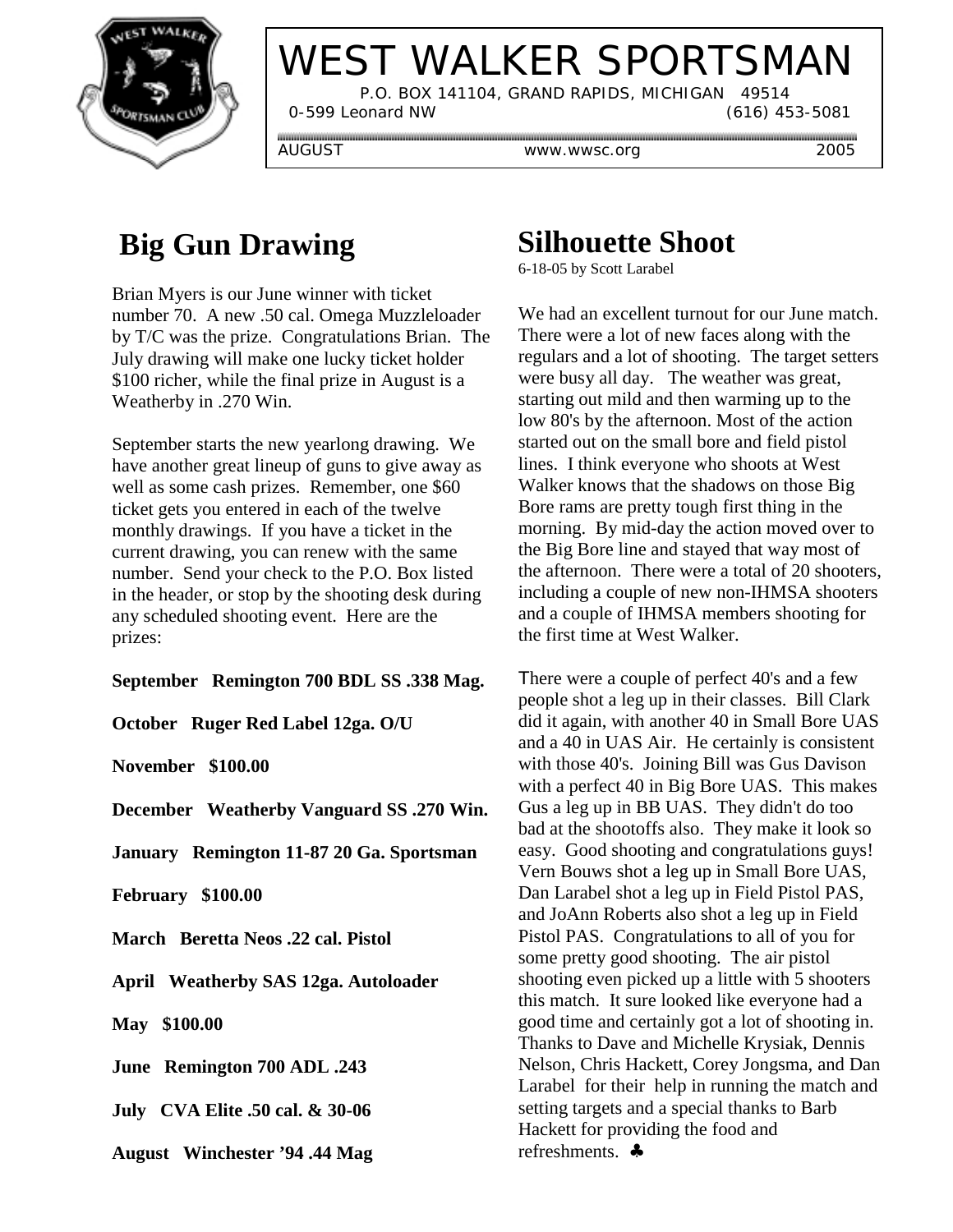# WEST WALKER SPORTSMAN

P.O. BOX 141104, GRAND RAPIDS, MICHIGAN 49514
0-599 Leonard NW (616) 453-5081

AUGUST www.wwsc.org 2005

## Big Gun Drawing

Brian Myers is our June winner with ticket number 70. A new .50 cal. Omega Muzzleloader by T/C was the prize. Congratulations Brian. The July drawing will make one lucky ticket holder $100 richer, while the final prize in August is a Weatherby in .270 Win.

September starts the new yearlong drawing. We have another great lineup of guns to give away as well as some cash prizes. Remember, one $60 ticket gets you entered in each of the twelve monthly drawings. If you have a ticket in the current drawing, you can renew with the same number. Send your check to the P.O. Box listed in the header, or stop by the shooting desk during any scheduled shooting event. Here are the prizes:

**September Remington 700 BDL SS .338 Mag.**

**October Ruger Red Label 12ga. O/U**

**November $100.00**

**December Weatherby Vanguard SS .270 Win.**

**January Remington 11-87 20 Ga. Sportsman**

**February $100.00**

**March Beretta Neos .22 cal. Pistol**

**April Weatherby SAS 12ga. Autoloader**

**May $100.00**

**June Remington 700 ADL .243**

**July CVA Elite .50 cal. & 30-06**

**August Winchester '94 .44 Mag**

## Silhouette Shoot

6-18-05 by Scott Larabel

We had an excellent turnout for our June match. There were a lot of new faces along with the regulars and a lot of shooting. The target setters were busy all day. The weather was great, starting out mild and then warming up to the low 80's by the afternoon. Most of the action started out on the small bore and field pistol lines. I think everyone who shoots at West Walker knows that the shadows on those Big Bore rams are pretty tough first thing in the morning. By mid-day the action moved over to the Big Bore line and stayed that way most of the afternoon. There were a total of 20 shooters, including a couple of new non-IHMSA shooters and a couple of IHMSA members shooting for the first time at West Walker.

There were a couple of perfect 40's and a few people shot a leg up in their classes. Bill Clark did it again, with another 40 in Small Bore UAS and a 40 in UAS Air. He certainly is consistent with those 40's. Joining Bill was Gus Davison with a perfect 40 in Big Bore UAS. This makes Gus a leg up in BB UAS. They didn't do too bad at the shootoffs also. They make it look so easy. Good shooting and congratulations guys! Vern Bouws shot a leg up in Small Bore UAS, Dan Larabel shot a leg up in Field Pistol PAS, and JoAnn Roberts also shot a leg up in Field Pistol PAS. Congratulations to all of you for some pretty good shooting. The air pistol shooting even picked up a little with 5 shooters this match. It sure looked like everyone had a good time and certainly got a lot of shooting in. Thanks to Dave and Michelle Krysiak, Dennis Nelson, Chris Hackett, Corey Jongsma, and Dan Larabel for their help in running the match and setting targets and a special thanks to Barb Hackett for providing the food and refreshments. ♣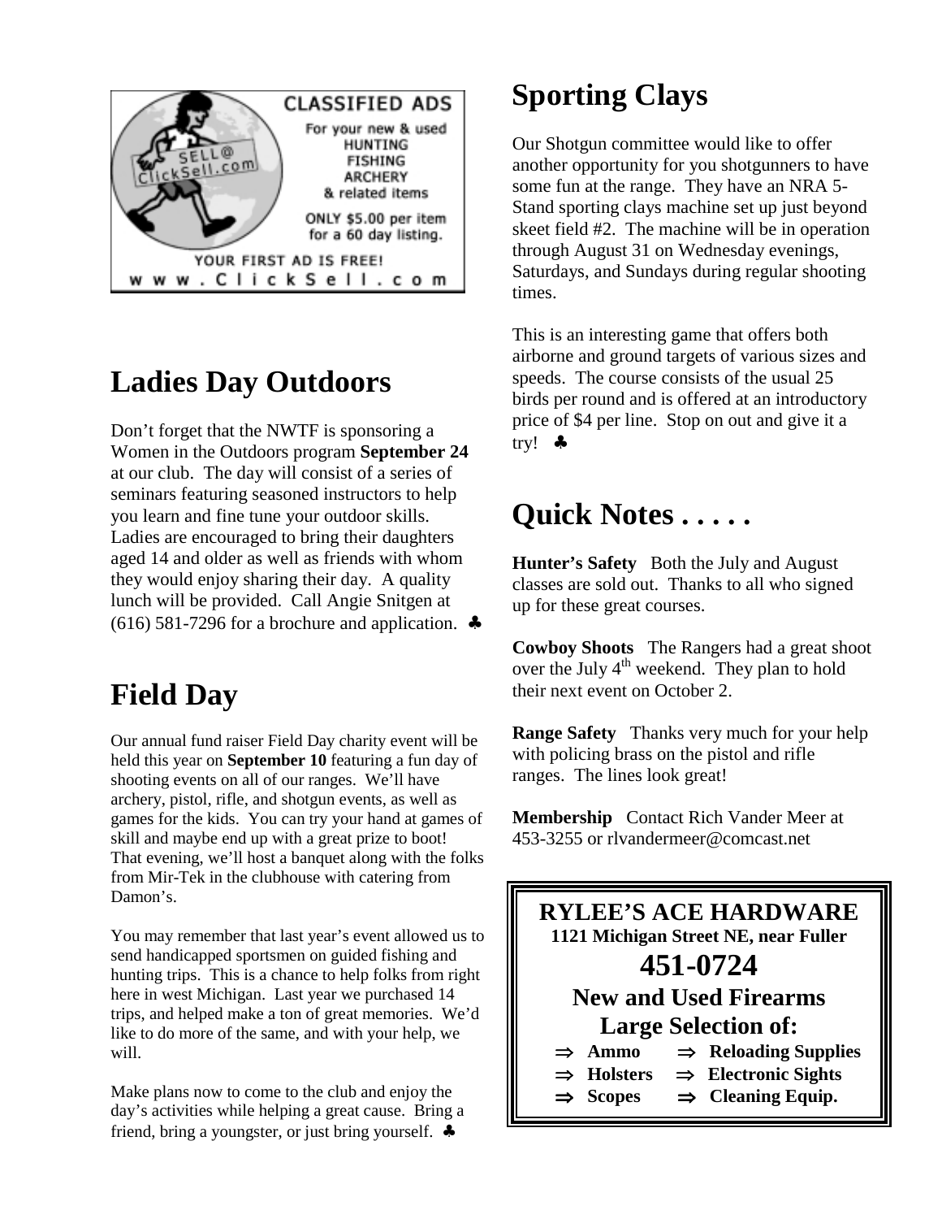CLASSIFIED ADS

For your new & used HUNTING FISHING ARCHERY & related items

SELL@ ClickSell.com

ONLY $5.00 per item for a 60 day listing.

YOUR FIRST AD IS FREE!

www.ClickSell.com

## Ladies Day Outdoors

Don't forget that the NWTF is sponsoring a Women in the Outdoors program **September 24** at our club. The day will consist of a series of seminars featuring seasoned instructors to help you learn and fine tune your outdoor skills. Ladies are encouraged to bring their daughters aged 14 and older as well as friends with whom they would enjoy sharing their day. A quality lunch will be provided. Call Angie Snitgen at (616) 581-7296 for a brochure and application. ♣

## Field Day

Our annual fund raiser Field Day charity event will be held this year on **September 10** featuring a fun day of shooting events on all of our ranges. We'll have archery, pistol, rifle, and shotgun events, as well as games for the kids. You can try your hand at games of skill and maybe end up with a great prize to boot! That evening, we'll host a banquet along with the folks from Mir-Tek in the clubhouse with catering from Damon's.

You may remember that last year's event allowed us to send handicapped sportsmen on guided fishing and hunting trips. This is a chance to help folks from right here in west Michigan. Last year we purchased 14 trips, and helped make a ton of great memories. We'd like to do more of the same, and with your help, we will.

Make plans now to come to the club and enjoy the day's activities while helping a great cause. Bring a friend, bring a youngster, or just bring yourself. ♣

## Sporting Clays

Our Shotgun committee would like to offer another opportunity for you shotgunners to have some fun at the range. They have an NRA 5-Stand sporting clays machine set up just beyond skeet field #2. The machine will be in operation through August 31 on Wednesday evenings, Saturdays, and Sundays during regular shooting times.

This is an interesting game that offers both airborne and ground targets of various sizes and speeds. The course consists of the usual 25 birds per round and is offered at an introductory price of $4 per line. Stop on out and give it a try! ♣

## Quick Notes . . . . .

**Hunter's Safety** Both the July and August classes are sold out. Thanks to all who signed up for these great courses.

**Cowboy Shoots** The Rangers had a great shoot over the July 4th weekend. They plan to hold their next event on October 2.

**Range Safety** Thanks very much for your help with policing brass on the pistol and rifle ranges. The lines look great!

**Membership** Contact Rich Vander Meer at 453-3255 or rlvandermeer@comcast.net

**RYLEE'S ACE HARDWARE**
**1121 Michigan Street NE, near Fuller**
**451-0724**
**New and Used Firearms**
**Large Selection of:**

- **Ammo**
- **Reloading Supplies**
- **Holsters**
- **Electronic Sights**
- **Scopes**
- **Cleaning Equip.**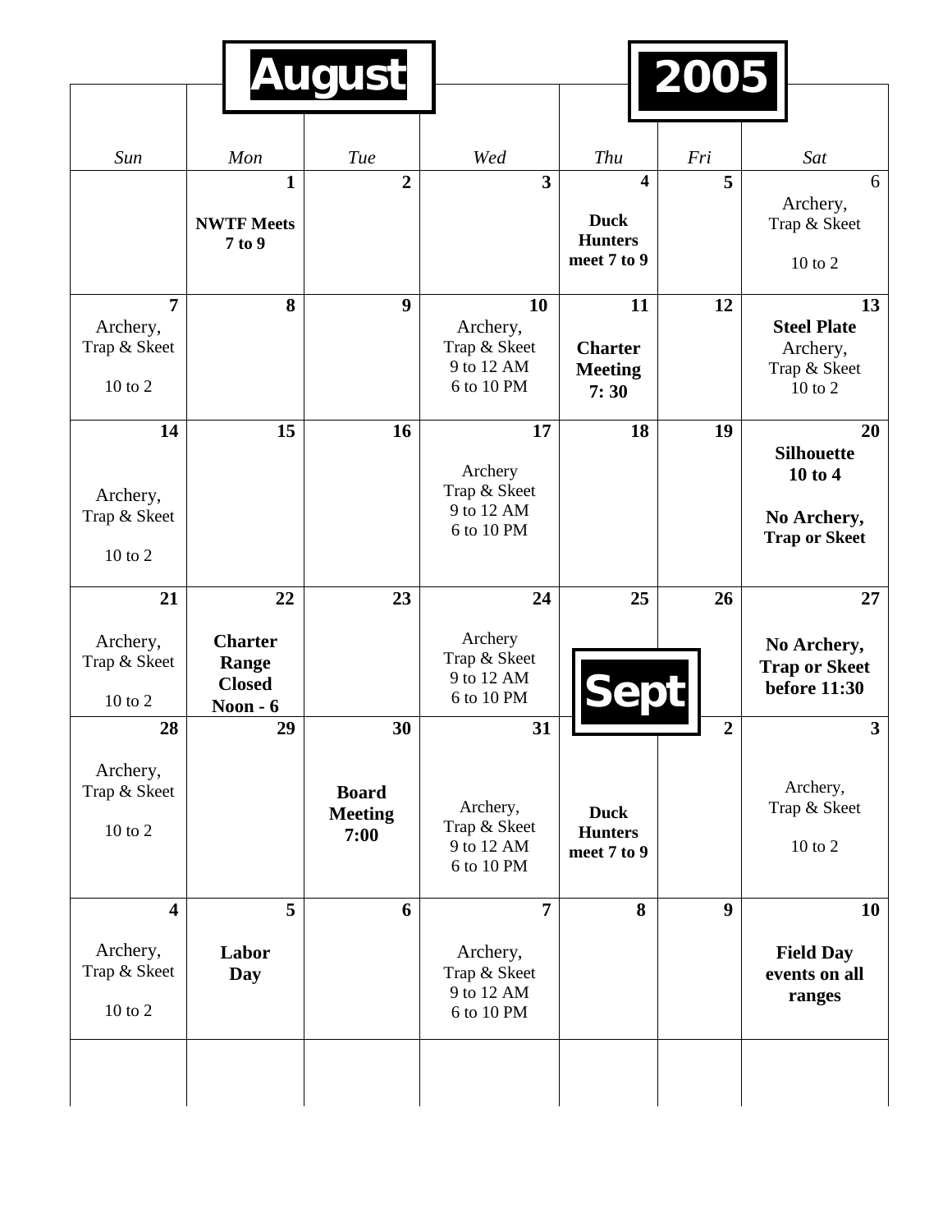# August 2005

| Sun | Mon | Tue | Wed | Thu | Fri | Sat |
|---|---|---|---|---|---|---|
| | **1**<br>**NWTF Meets 7 to 9** | **2** | **3** | **4**<br>**Duck Hunters meet 7 to 9** | **5** | 6<br>Archery, Trap & Skeet<br>10 to 2 |
| **7**<br>Archery, Trap & Skeet<br>10 to 2 | **8** | **9** | **10**<br>Archery, Trap & Skeet<br>9 to 12 AM<br>6 to 10 PM | **11**<br>**Charter Meeting 7: 30** | **12** | **13**<br>**Steel Plate**<br>Archery, Trap & Skeet<br>10 to 2 |
| **14**<br>Archery, Trap & Skeet<br>10 to 2 | **15** | **16** | **17**<br>Archery<br>Trap & Skeet<br>9 to 12 AM<br>6 to 10 PM | **18** | **19** | **20**<br>**Silhouette 10 to 4**<br>**No Archery, Trap or Skeet** |
| **21**<br>Archery, Trap & Skeet<br>10 to 2 | **22**<br>**Charter Range Closed Noon - 6** | **23** | **24**<br>Archery<br>Trap & Skeet<br>9 to 12 AM<br>6 to 10 PM | **25** | **26** | **27**<br>**No Archery, Trap or Skeet before 11:30** |
| **28**<br>Archery, Trap & Skeet<br>10 to 2 | **29** | **30**<br>**Board Meeting 7:00** | **31**<br>Archery, Trap & Skeet<br>9 to 12 AM<br>6 to 10 PM | **Sept**<br>**Duck Hunters meet 7 to 9** | **2** | **3**<br>Archery, Trap & Skeet<br>10 to 2 |
| **4**<br>Archery, Trap & Skeet<br>10 to 2 | **5**<br>**Labor Day** | **6** | **7**<br>Archery, Trap & Skeet<br>9 to 12 AM<br>6 to 10 PM | **8** | **9** | **10**<br>**Field Day events on all ranges** |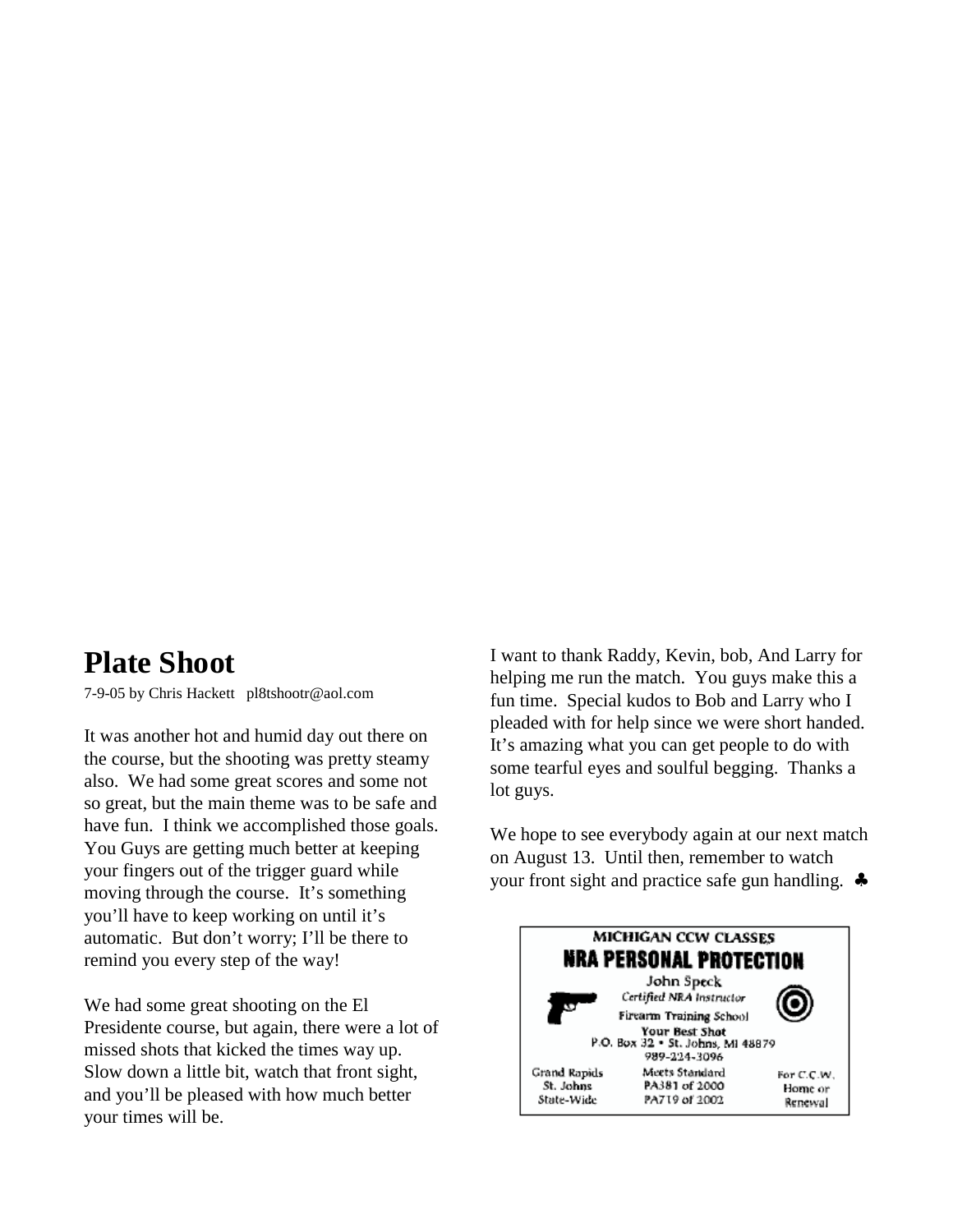# Plate Shoot

7-9-05 by Chris Hackett pl8tshootr@aol.com

It was another hot and humid day out there on the course, but the shooting was pretty steamy also. We had some great scores and some not so great, but the main theme was to be safe and have fun. I think we accomplished those goals. You Guys are getting much better at keeping your fingers out of the trigger guard while moving through the course. It's something you'll have to keep working on until it's automatic. But don't worry; I'll be there to remind you every step of the way!

We had some great shooting on the El Presidente course, but again, there were a lot of missed shots that kicked the times way up. Slow down a little bit, watch that front sight, and you'll be pleased with how much better your times will be.

I want to thank Raddy, Kevin, bob, And Larry for helping me run the match. You guys make this a fun time. Special kudos to Bob and Larry who I pleaded with for help since we were short handed. It's amazing what you can get people to do with some tearful eyes and soulful begging. Thanks a lot guys.

We hope to see everybody again at our next match on August 13. Until then, remember to watch your front sight and practice safe gun handling. ♣

MICHIGAN CCW CLASSES

**NRA PERSONAL PROTECTION**

John Speck

*Certified NRA Instructor*

Firearm Training School

**Your Best Shot**

P.O. Box 32 • St. Johns, MI 48879

989-224-3096

Grand Rapids
St. Johns
State-Wide

Meets Standard
PA381 of 2000
PA719 of 2002

For C.C.W.
Home or
Renewal